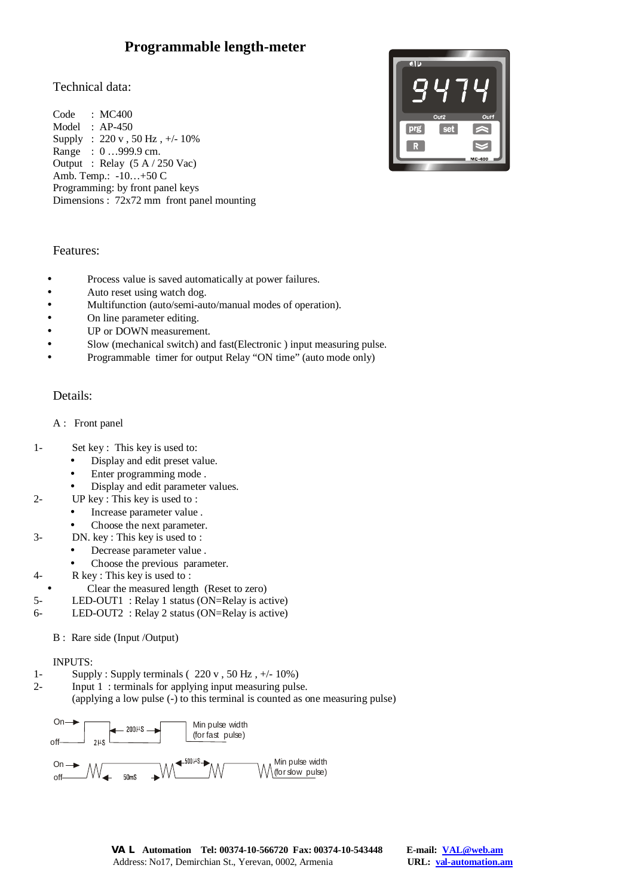# Programmable length-meter

## Technical data:

Code : MC400
Model : AP-450
Supply : 220 v , 50 Hz , +/- 10%
Range : 0 …999.9 cm.
Output : Relay (5 A / 250 Vac)
Amb. Temp.: -10…+50 C
Programming: by front panel keys
Dimensions : 72x72 mm front panel mounting

## Features:

- Process value is saved automatically at power failures.
- Auto reset using watch dog.
- Multifunction (auto/semi-auto/manual modes of operation).
- On line parameter editing.
- UP or DOWN measurement.
- Slow (mechanical switch) and fast(Electronic ) input measuring pulse.
- Programmable timer for output Relay "ON time" (auto mode only)

## Details:

A : Front panel

1- Set key : This key is used to:
   - Display and edit preset value.
   - Enter programming mode .
   - Display and edit parameter values.

2- UP key : This key is used to :
   - Increase parameter value .
   - Choose the next parameter.

3- DN. key : This key is used to :
   - Decrease parameter value .
   - Choose the previous parameter.

4- R key : This key is used to :
   - Clear the measured length (Reset to zero)

5- LED-OUT1 : Relay 1 status (ON=Relay is active)

6- LED-OUT2 : Relay 2 status (ON=Relay is active)

B : Rare side (Input /Output)

INPUTS:

1- Supply : Supply terminals ( 220 v , 50 Hz , +/- 10%)

2- Input 1 : terminals for applying input measuring pulse.
   (applying a low pulse (-) to this terminal is counted as one measuring pulse)

On / off — 2µS — 200µS — Min pulse width (for fast pulse)

On / off — 50mS — 500µS — Min pulse width (for slow pulse)

**VAL Automation Tel: 00374-10-566720 Fax: 00374-10-543448** **E-mail: VAL@web.am**
Address: No17, Demirchian St., Yerevan, 0002, Armenia **URL: val-automation.am**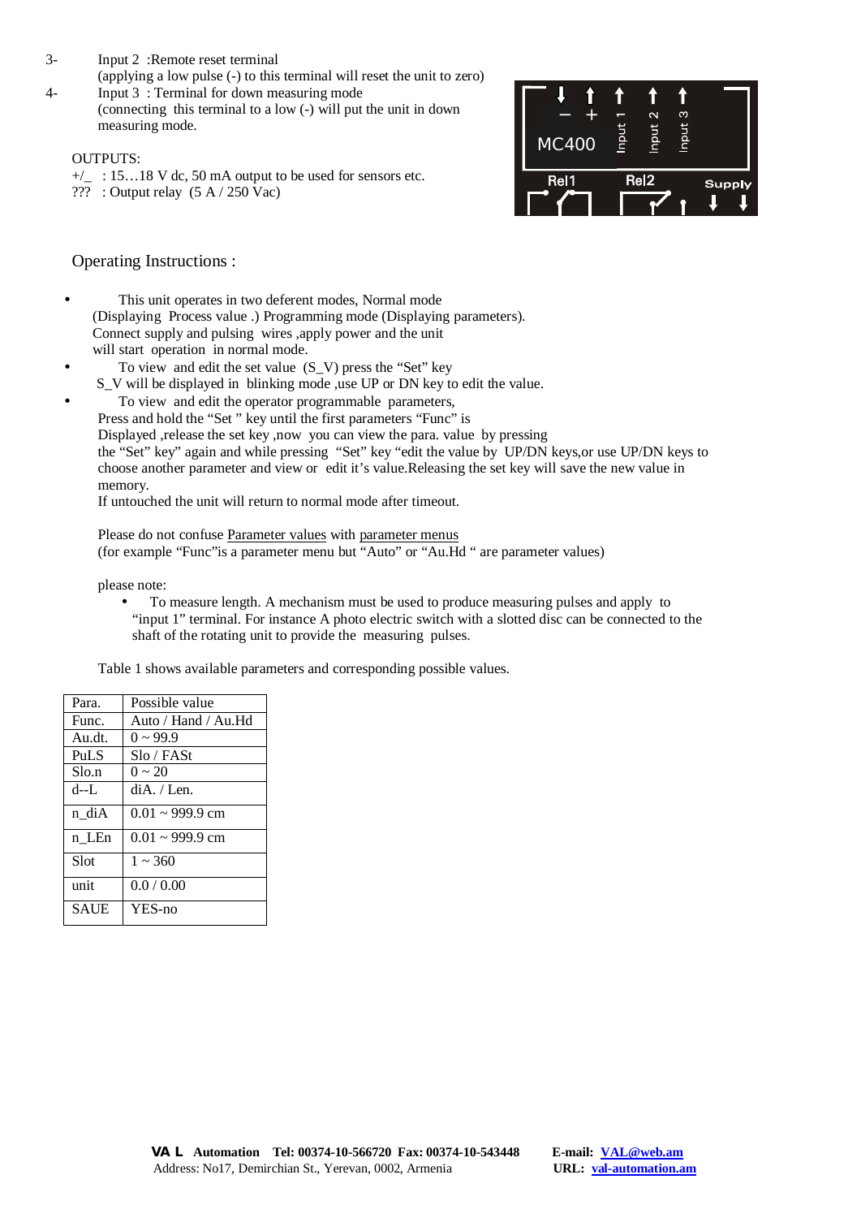3- Input 2 :Remote reset terminal
(applying a low pulse (-) to this terminal will reset the unit to zero)

4- Input 3 : Terminal for down measuring mode
(connecting this terminal to a low (-) will put the unit in down measuring mode.

OUTPUTS:

+/_ : 15…18 V dc, 50 mA output to be used for sensors etc.

??? : Output relay (5 A / 250 Vac)

Operating Instructions :

- This unit operates in two deferent modes, Normal mode (Displaying Process value .) Programming mode (Displaying parameters). Connect supply and pulsing wires ,apply power and the unit will start operation in normal mode.
- To view and edit the set value (S_V) press the "Set" key S_V will be displayed in blinking mode ,use UP or DN key to edit the value.
- To view and edit the operator programmable parameters, Press and hold the "Set " key until the first parameters "Func" is Displayed ,release the set key ,now you can view the para. value by pressing the "Set" key" again and while pressing "Set" key "edit the value by UP/DN keys,or use UP/DN keys to choose another parameter and view or edit it's value.Releasing the set key will save the new value in memory.
If untouched the unit will return to normal mode after timeout.

Please do not confuse Parameter values with parameter menus
(for example "Func"is a parameter menu but "Auto" or "Au.Hd " are parameter values)

please note:

- To measure length. A mechanism must be used to produce measuring pulses and apply to "input 1" terminal. For instance A photo electric switch with a slotted disc can be connected to the shaft of the rotating unit to provide the measuring pulses.

Table 1 shows available parameters and corresponding possible values.

| Para. | Possible value |
|---|---|
| Func. | Auto / Hand / Au.Hd |
| Au.dt. | 0 ~ 99.9 |
| PuLS | Slo / FASt |
| Slo.n | 0 ~ 20 |
| d--L | diA. / Len. |
| n_diA | 0.01 ~ 999.9 cm |
| n_LEn | 0.01 ~ 999.9 cm |
| Slot | 1 ~ 360 |
| unit | 0.0 / 0.00 |
| SAUE | YES-no |

**VA L Automation Tel: 00374-10-566720 Fax: 00374-10-543448** **E-mail: VAL@web.am**
Address: No17, Demirchian St., Yerevan, 0002, Armenia **URL: val-automation.am**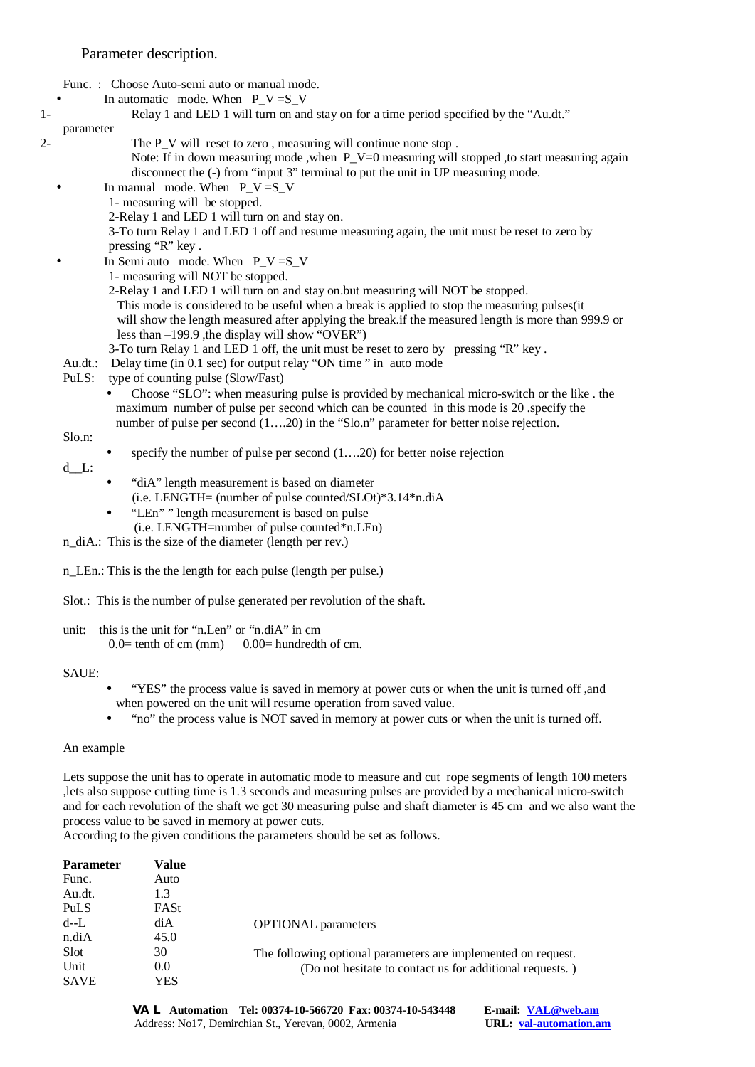Parameter description.

Func. : Choose Auto-semi auto or manual mode.

- In automatic mode. When P_V =S_V
  1- Relay 1 and LED 1 will turn on and stay on for a time period specified by the "Au.dt." parameter
  2- The P_V will reset to zero , measuring will continue none stop .
  Note: If in down measuring mode ,when P_V=0 measuring will stopped ,to start measuring again disconnect the (-) from "input 3" terminal to put the unit in UP measuring mode.
- In manual mode. When P_V =S_V
  1- measuring will be stopped.
  2-Relay 1 and LED 1 will turn on and stay on.
  3-To turn Relay 1 and LED 1 off and resume measuring again, the unit must be reset to zero by pressing "R" key .
- In Semi auto mode. When P_V =S_V
  1- measuring will NOT be stopped.
  2-Relay 1 and LED 1 will turn on and stay on.but measuring will NOT be stopped.
  This mode is considered to be useful when a break is applied to stop the measuring pulses(it will show the length measured after applying the break.if the measured length is more than 999.9 or less than –199.9 ,the display will show "OVER")
  3-To turn Relay 1 and LED 1 off, the unit must be reset to zero by pressing "R" key .

Au.dt.: Delay time (in 0.1 sec) for output relay "ON time " in auto mode

PuLS: type of counting pulse (Slow/Fast)

- Choose "SLO": when measuring pulse is provided by mechanical micro-switch or the like . the maximum number of pulse per second which can be counted in this mode is 20 .specify the number of pulse per second (1….20) in the "Slo.n" parameter for better noise rejection.

Slo.n:

- specify the number of pulse per second (1….20) for better noise rejection

d__L:

- "diA" length measurement is based on diameter
  (i.e. LENGTH= (number of pulse counted/SLOt)*3.14*n.diA
- "LEn" " length measurement is based on pulse
  (i.e. LENGTH=number of pulse counted*n.LEn)

n_diA.: This is the size of the diameter (length per rev.)

n_LEn.: This is the the length for each pulse (length per pulse.)

Slot.: This is the number of pulse generated per revolution of the shaft.

unit: this is the unit for "n.Len" or "n.diA" in cm
0.0= tenth of cm (mm) 0.00= hundredth of cm.

SAUE:

- "YES" the process value is saved in memory at power cuts or when the unit is turned off ,and when powered on the unit will resume operation from saved value.
- "no" the process value is NOT saved in memory at power cuts or when the unit is turned off.

An example

Lets suppose the unit has to operate in automatic mode to measure and cut rope segments of length 100 meters ,lets also suppose cutting time is 1.3 seconds and measuring pulses are provided by a mechanical micro-switch and for each revolution of the shaft we get 30 measuring pulse and shaft diameter is 45 cm and we also want the process value to be saved in memory at power cuts.
According to the given conditions the parameters should be set as follows.

| **Parameter** | **Value** |
|---|---|
| Func. | Auto |
| Au.dt. | 1.3 |
| PuLS | FASt |
| d--L | diA |
| n.diA | 45.0 |
| Slot | 30 |
| Unit | 0.0 |
| SAVE | YES |

OPTIONAL parameters

The following optional parameters are implemented on request.
(Do not hesitate to contact us for additional requests. )

**VAL Automation Tel: 00374-10-566720 Fax: 00374-10-543448** **E-mail: VAL@web.am**
Address: No17, Demirchian St., Yerevan, 0002, Armenia **URL: val-automation.am**